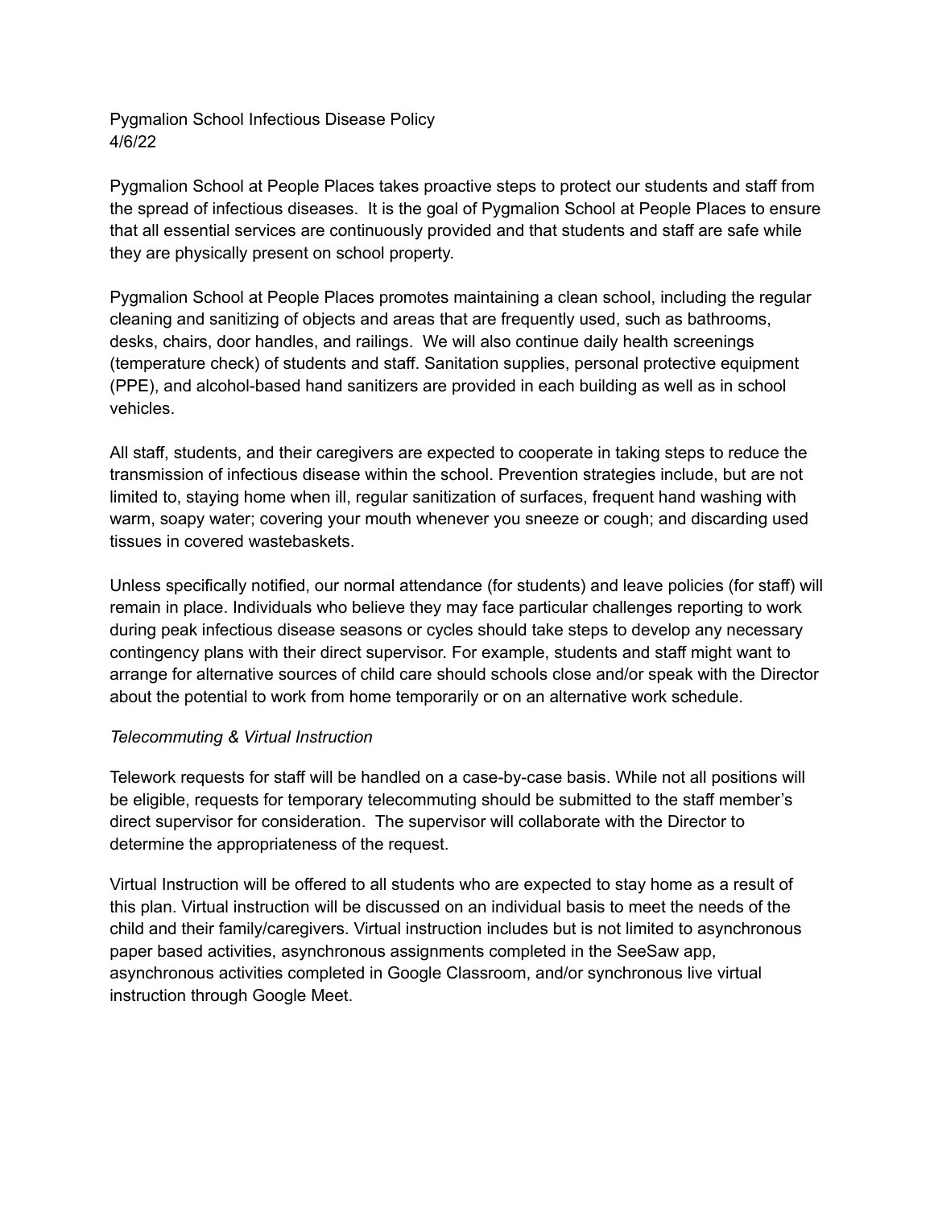Pygmalion School Infectious Disease Policy
4/6/22

Pygmalion School at People Places takes proactive steps to protect our students and staff from the spread of infectious diseases. It is the goal of Pygmalion School at People Places to ensure that all essential services are continuously provided and that students and staff are safe while they are physically present on school property.

Pygmalion School at People Places promotes maintaining a clean school, including the regular cleaning and sanitizing of objects and areas that are frequently used, such as bathrooms, desks, chairs, door handles, and railings. We will also continue daily health screenings (temperature check) of students and staff. Sanitation supplies, personal protective equipment (PPE), and alcohol-based hand sanitizers are provided in each building as well as in school vehicles.

All staff, students, and their caregivers are expected to cooperate in taking steps to reduce the transmission of infectious disease within the school. Prevention strategies include, but are not limited to, staying home when ill, regular sanitization of surfaces, frequent hand washing with warm, soapy water; covering your mouth whenever you sneeze or cough; and discarding used tissues in covered wastebaskets.

Unless specifically notified, our normal attendance (for students) and leave policies (for staff) will remain in place. Individuals who believe they may face particular challenges reporting to work during peak infectious disease seasons or cycles should take steps to develop any necessary contingency plans with their direct supervisor. For example, students and staff might want to arrange for alternative sources of child care should schools close and/or speak with the Director about the potential to work from home temporarily or on an alternative work schedule.

*Telecommuting & Virtual Instruction*

Telework requests for staff will be handled on a case-by-case basis. While not all positions will be eligible, requests for temporary telecommuting should be submitted to the staff member's direct supervisor for consideration. The supervisor will collaborate with the Director to determine the appropriateness of the request.

Virtual Instruction will be offered to all students who are expected to stay home as a result of this plan. Virtual instruction will be discussed on an individual basis to meet the needs of the child and their family/caregivers. Virtual instruction includes but is not limited to asynchronous paper based activities, asynchronous assignments completed in the SeeSaw app, asynchronous activities completed in Google Classroom, and/or synchronous live virtual instruction through Google Meet.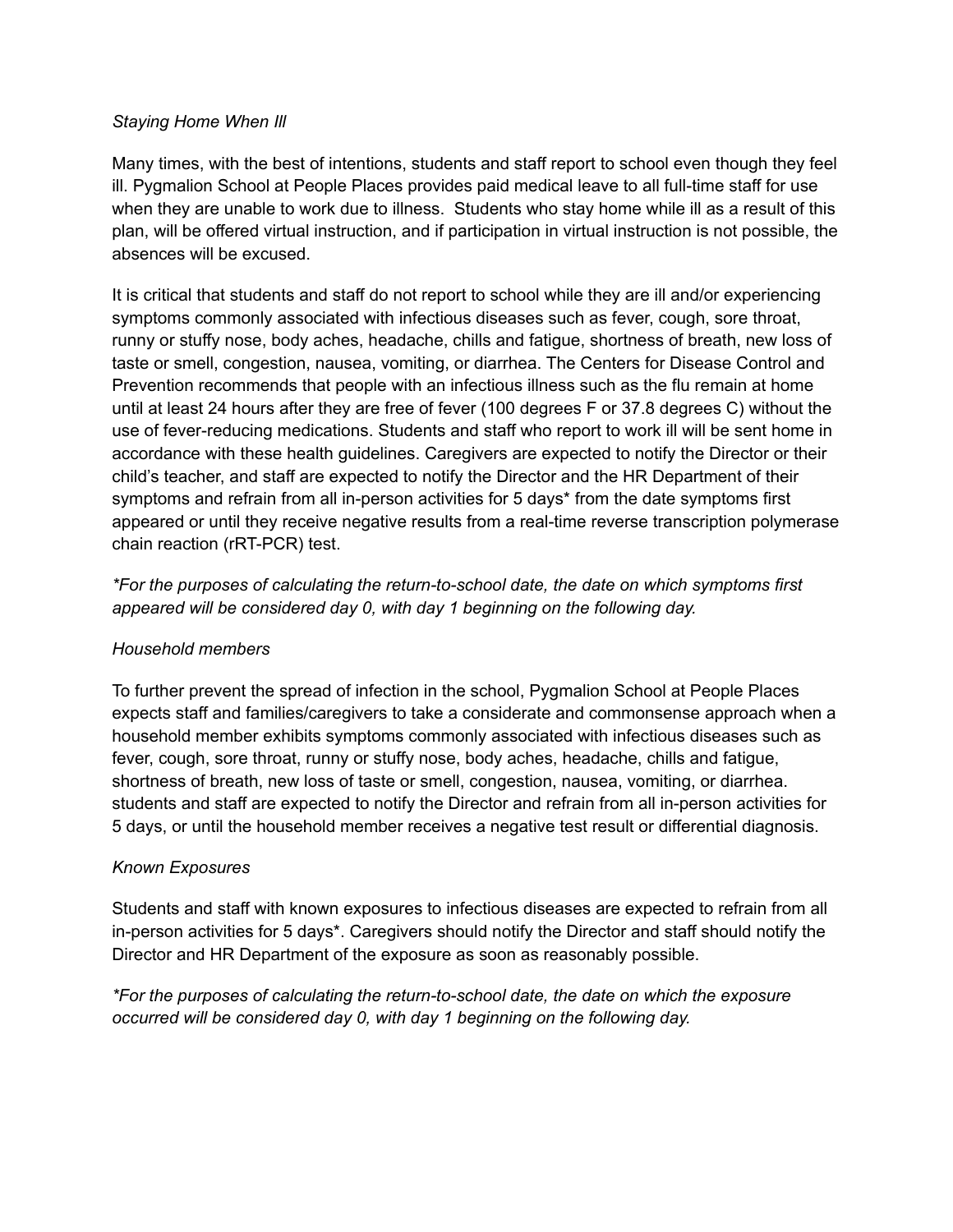*Staying Home When Ill*

Many times, with the best of intentions, students and staff report to school even though they feel ill. Pygmalion School at People Places provides paid medical leave to all full-time staff for use when they are unable to work due to illness. Students who stay home while ill as a result of this plan, will be offered virtual instruction, and if participation in virtual instruction is not possible, the absences will be excused.

It is critical that students and staff do not report to school while they are ill and/or experiencing symptoms commonly associated with infectious diseases such as fever, cough, sore throat, runny or stuffy nose, body aches, headache, chills and fatigue, shortness of breath, new loss of taste or smell, congestion, nausea, vomiting, or diarrhea. The Centers for Disease Control and Prevention recommends that people with an infectious illness such as the flu remain at home until at least 24 hours after they are free of fever (100 degrees F or 37.8 degrees C) without the use of fever-reducing medications. Students and staff who report to work ill will be sent home in accordance with these health guidelines. Caregivers are expected to notify the Director or their child's teacher, and staff are expected to notify the Director and the HR Department of their symptoms and refrain from all in-person activities for 5 days* from the date symptoms first appeared or until they receive negative results from a real-time reverse transcription polymerase chain reaction (rRT-PCR) test.

**For the purposes of calculating the return-to-school date, the date on which symptoms first appeared will be considered day 0, with day 1 beginning on the following day.*

*Household members*

To further prevent the spread of infection in the school, Pygmalion School at People Places expects staff and families/caregivers to take a considerate and commonsense approach when a household member exhibits symptoms commonly associated with infectious diseases such as fever, cough, sore throat, runny or stuffy nose, body aches, headache, chills and fatigue, shortness of breath, new loss of taste or smell, congestion, nausea, vomiting, or diarrhea. students and staff are expected to notify the Director and refrain from all in-person activities for 5 days, or until the household member receives a negative test result or differential diagnosis.

*Known Exposures*

Students and staff with known exposures to infectious diseases are expected to refrain from all in-person activities for 5 days*. Caregivers should notify the Director and staff should notify the Director and HR Department of the exposure as soon as reasonably possible.

**For the purposes of calculating the return-to-school date, the date on which the exposure occurred will be considered day 0, with day 1 beginning on the following day.*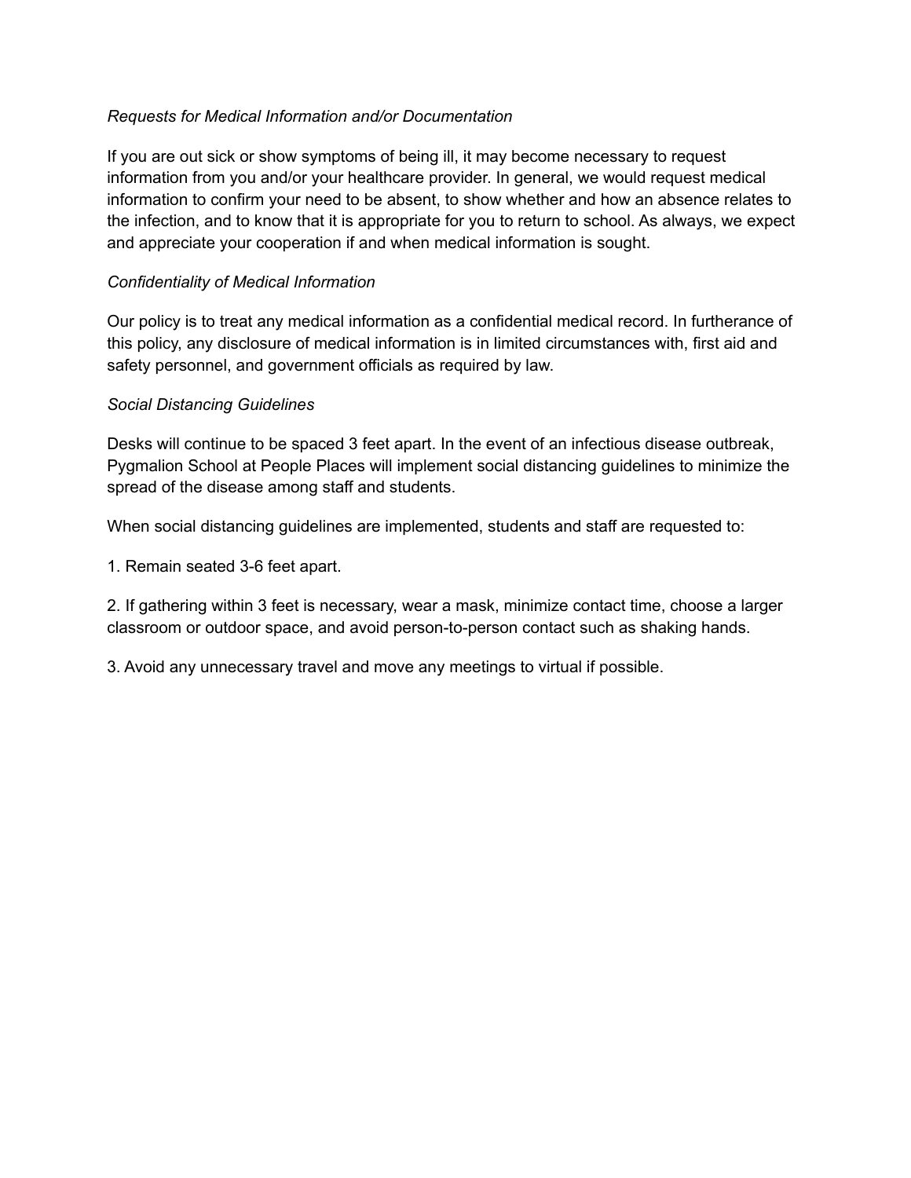*Requests for Medical Information and/or Documentation*

If you are out sick or show symptoms of being ill, it may become necessary to request information from you and/or your healthcare provider. In general, we would request medical information to confirm your need to be absent, to show whether and how an absence relates to the infection, and to know that it is appropriate for you to return to school. As always, we expect and appreciate your cooperation if and when medical information is sought.

*Confidentiality of Medical Information*

Our policy is to treat any medical information as a confidential medical record. In furtherance of this policy, any disclosure of medical information is in limited circumstances with, first aid and safety personnel, and government officials as required by law.

*Social Distancing Guidelines*

Desks will continue to be spaced 3 feet apart. In the event of an infectious disease outbreak, Pygmalion School at People Places will implement social distancing guidelines to minimize the spread of the disease among staff and students.

When social distancing guidelines are implemented, students and staff are requested to:

1. Remain seated 3-6 feet apart.

2. If gathering within 3 feet is necessary, wear a mask, minimize contact time, choose a larger classroom or outdoor space, and avoid person-to-person contact such as shaking hands.

3. Avoid any unnecessary travel and move any meetings to virtual if possible.